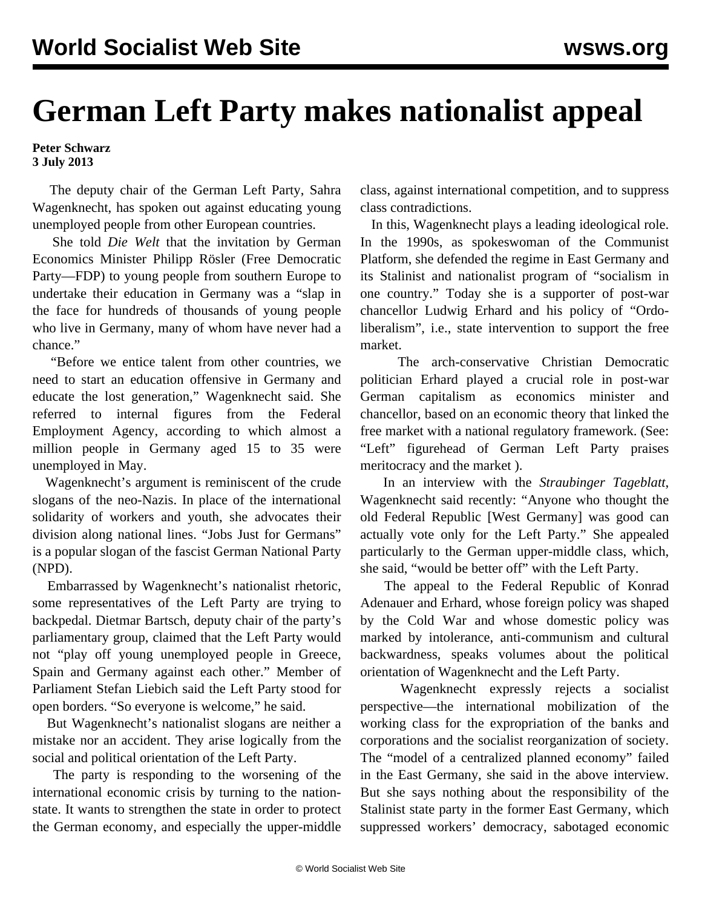# German Left Party makes nationalist appeal

**Peter Schwarz**
**3 July 2013**

The deputy chair of the German Left Party, Sahra Wagenknecht, has spoken out against educating young unemployed people from other European countries.

She told *Die Welt* that the invitation by German Economics Minister Philipp Rösler (Free Democratic Party—FDP) to young people from southern Europe to undertake their education in Germany was a "slap in the face for hundreds of thousands of young people who live in Germany, many of whom have never had a chance."

"Before we entice talent from other countries, we need to start an education offensive in Germany and educate the lost generation," Wagenknecht said. She referred to internal figures from the Federal Employment Agency, according to which almost a million people in Germany aged 15 to 35 were unemployed in May.

Wagenknecht's argument is reminiscent of the crude slogans of the neo-Nazis. In place of the international solidarity of workers and youth, she advocates their division along national lines. "Jobs Just for Germans" is a popular slogan of the fascist German National Party (NPD).

Embarrassed by Wagenknecht's nationalist rhetoric, some representatives of the Left Party are trying to backpedal. Dietmar Bartsch, deputy chair of the party's parliamentary group, claimed that the Left Party would not "play off young unemployed people in Greece, Spain and Germany against each other." Member of Parliament Stefan Liebich said the Left Party stood for open borders. "So everyone is welcome," he said.

But Wagenknecht's nationalist slogans are neither a mistake nor an accident. They arise logically from the social and political orientation of the Left Party.

The party is responding to the worsening of the international economic crisis by turning to the nation-state. It wants to strengthen the state in order to protect the German economy, and especially the upper-middle class, against international competition, and to suppress class contradictions.

In this, Wagenknecht plays a leading ideological role. In the 1990s, as spokeswoman of the Communist Platform, she defended the regime in East Germany and its Stalinist and nationalist program of "socialism in one country." Today she is a supporter of post-war chancellor Ludwig Erhard and his policy of "Ordo-liberalism", i.e., state intervention to support the free market.

The arch-conservative Christian Democratic politician Erhard played a crucial role in post-war German capitalism as economics minister and chancellor, based on an economic theory that linked the free market with a national regulatory framework. (See: "Left" figurehead of German Left Party praises meritocracy and the market ).

In an interview with the *Straubinger Tageblatt*, Wagenknecht said recently: "Anyone who thought the old Federal Republic [West Germany] was good can actually vote only for the Left Party." She appealed particularly to the German upper-middle class, which, she said, "would be better off" with the Left Party.

The appeal to the Federal Republic of Konrad Adenauer and Erhard, whose foreign policy was shaped by the Cold War and whose domestic policy was marked by intolerance, anti-communism and cultural backwardness, speaks volumes about the political orientation of Wagenknecht and the Left Party.

Wagenknecht expressly rejects a socialist perspective—the international mobilization of the working class for the expropriation of the banks and corporations and the socialist reorganization of society. The "model of a centralized planned economy" failed in the East Germany, she said in the above interview. But she says nothing about the responsibility of the Stalinist state party in the former East Germany, which suppressed workers' democracy, sabotaged economic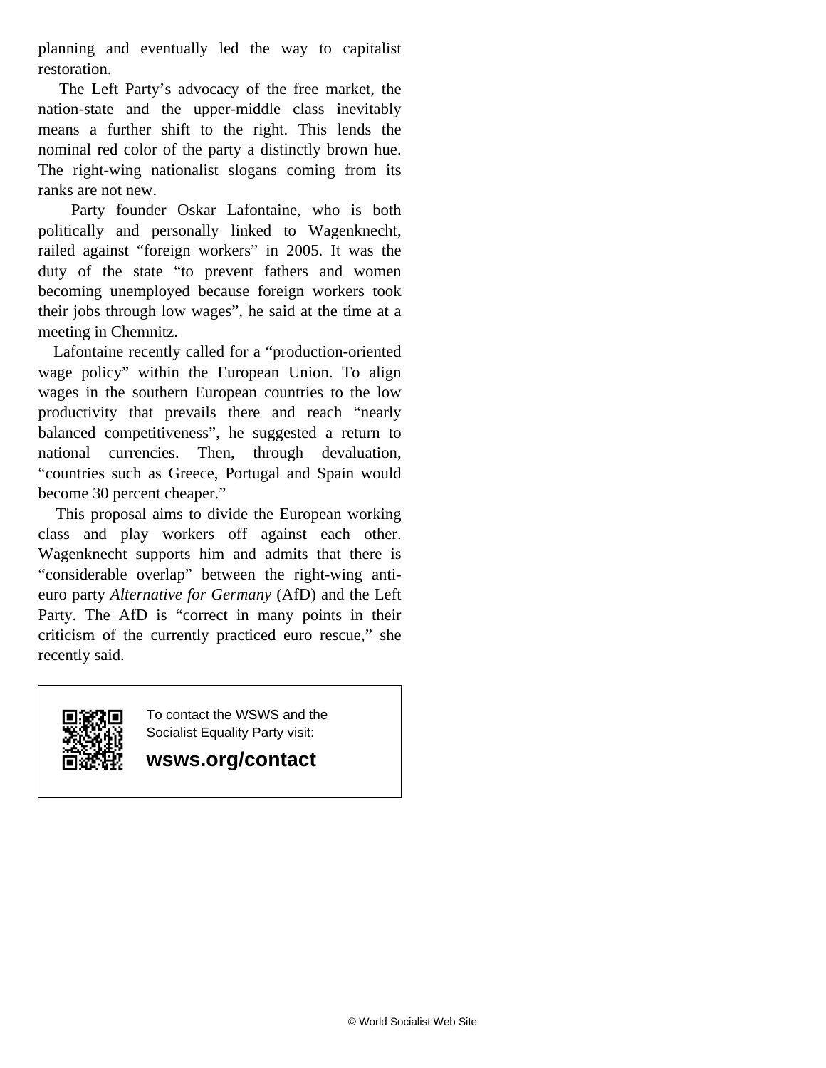planning and eventually led the way to capitalist restoration.

The Left Party's advocacy of the free market, the nation-state and the upper-middle class inevitably means a further shift to the right. This lends the nominal red color of the party a distinctly brown hue. The right-wing nationalist slogans coming from its ranks are not new.

Party founder Oskar Lafontaine, who is both politically and personally linked to Wagenknecht, railed against "foreign workers" in 2005. It was the duty of the state "to prevent fathers and women becoming unemployed because foreign workers took their jobs through low wages", he said at the time at a meeting in Chemnitz.

Lafontaine recently called for a "production-oriented wage policy" within the European Union. To align wages in the southern European countries to the low productivity that prevails there and reach "nearly balanced competitiveness", he suggested a return to national currencies. Then, through devaluation, "countries such as Greece, Portugal and Spain would become 30 percent cheaper."

This proposal aims to divide the European working class and play workers off against each other. Wagenknecht supports him and admits that there is "considerable overlap" between the right-wing anti-euro party *Alternative for Germany* (AfD) and the Left Party. The AfD is "correct in many points in their criticism of the currently practiced euro rescue," she recently said.

To contact the WSWS and the Socialist Equality Party visit:

**wsws.org/contact**